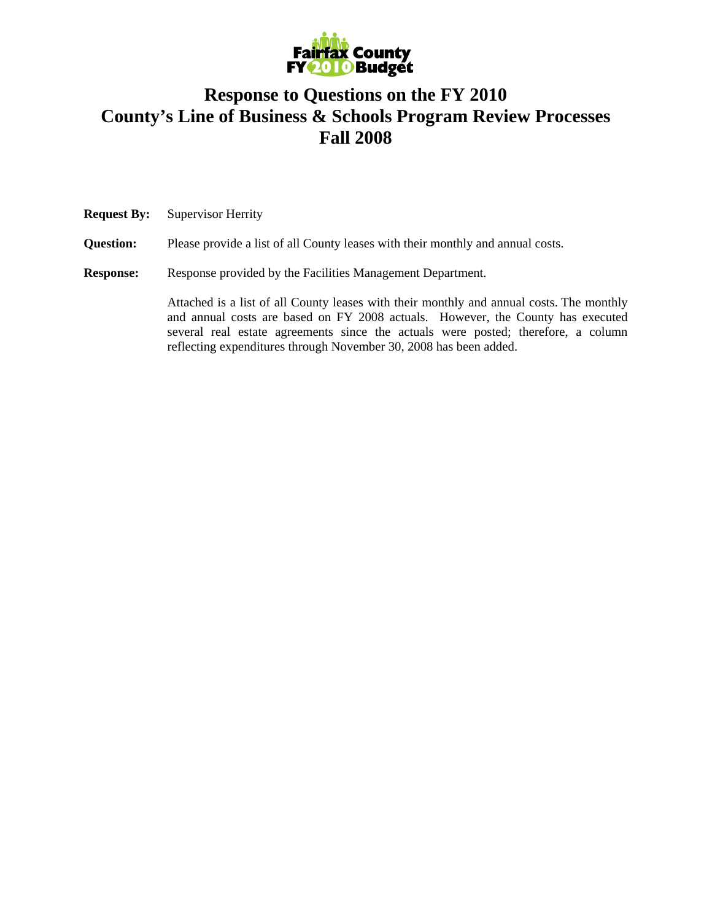Fairfax County FY 2010 Budget

# Response to Questions on the FY 2010 County's Line of Business & Schools Program Review Processes Fall 2008

**Request By:** Supervisor Herrity

**Question:** Please provide a list of all County leases with their monthly and annual costs.

**Response:** Response provided by the Facilities Management Department.

Attached is a list of all County leases with their monthly and annual costs. The monthly and annual costs are based on FY 2008 actuals. However, the County has executed several real estate agreements since the actuals were posted; therefore, a column reflecting expenditures through November 30, 2008 has been added.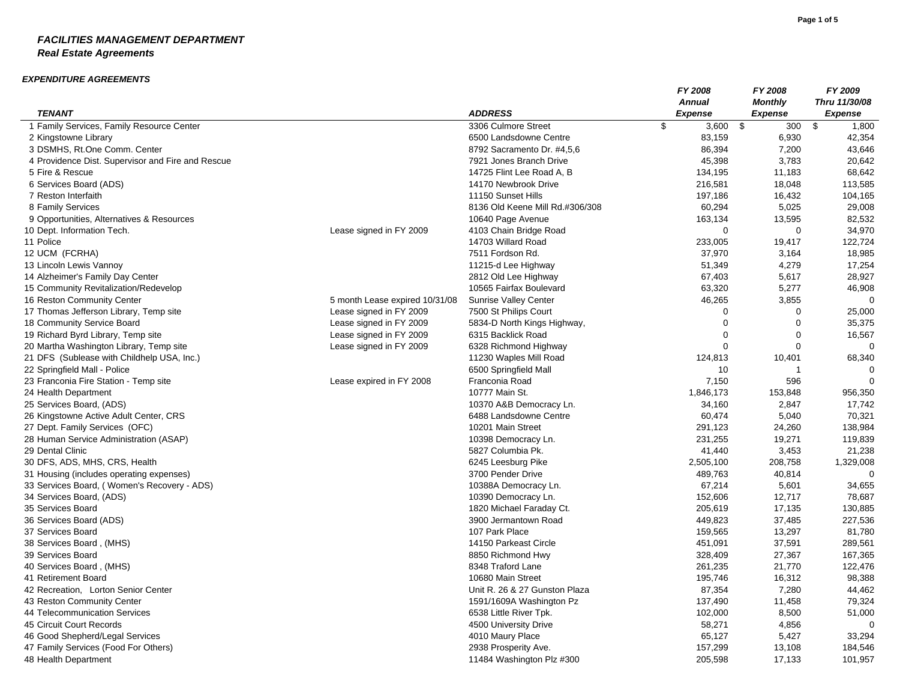## *FACILITIES MANAGEMENT DEPARTMENT*
### *Real Estate Agreements*

#### *EXPENDITURE AGREEMENTS*

| *TENANT* | | *ADDRESS* | *FY 2008 Annual Expense* | *FY 2008 Monthly Expense* | *FY 2009 Thru 11/30/08 Expense* |
|---|---|---|---|---|---|
| 1 Family Services, Family Resource Center | | 3306 Culmore Street | $ 3,600 | $ 300 | $ 1,800 |
| 2 Kingstowne Library | | 6500 Landsdowne Centre | 83,159 | 6,930 | 42,354 |
| 3 DSMHS, Rt.One Comm. Center | | 8792 Sacramento Dr. #4,5,6 | 86,394 | 7,200 | 43,646 |
| 4 Providence Dist. Supervisor and Fire and Rescue | | 7921 Jones Branch Drive | 45,398 | 3,783 | 20,642 |
| 5 Fire & Rescue | | 14725 Flint Lee Road A, B | 134,195 | 11,183 | 68,642 |
| 6 Services Board (ADS) | | 14170 Newbrook Drive | 216,581 | 18,048 | 113,585 |
| 7 Reston Interfaith | | 11150 Sunset Hills | 197,186 | 16,432 | 104,165 |
| 8 Family Services | | 8136 Old Keene Mill Rd.#306/308 | 60,294 | 5,025 | 29,008 |
| 9 Opportunities, Alternatives & Resources | | 10640 Page Avenue | 163,134 | 13,595 | 82,532 |
| 10 Dept. Information Tech. | Lease signed in FY 2009 | 4103 Chain Bridge Road | 0 | 0 | 34,970 |
| 11 Police | | 14703 Willard Road | 233,005 | 19,417 | 122,724 |
| 12 UCM (FCRHA) | | 7511 Fordson Rd. | 37,970 | 3,164 | 18,985 |
| 13 Lincoln Lewis Vannoy | | 11215-d Lee Highway | 51,349 | 4,279 | 17,254 |
| 14 Alzheimer's Family Day Center | | 2812 Old Lee Highway | 67,403 | 5,617 | 28,927 |
| 15 Community Revitalization/Redevelop | | 10565 Fairfax Boulevard | 63,320 | 5,277 | 46,908 |
| 16 Reston Community Center | 5 month Lease expired 10/31/08 | Sunrise Valley Center | 46,265 | 3,855 | 0 |
| 17 Thomas Jefferson Library, Temp site | Lease signed in FY 2009 | 7500 St Philips Court | 0 | 0 | 25,000 |
| 18 Community Service Board | Lease signed in FY 2009 | 5834-D North Kings Highway, | 0 | 0 | 35,375 |
| 19 Richard Byrd Library, Temp site | Lease signed in FY 2009 | 6315 Backlick Road | 0 | 0 | 16,567 |
| 20 Martha Washington Library, Temp site | Lease signed in FY 2009 | 6328 Richmond Highway | 0 | 0 | 0 |
| 21 DFS (Sublease with Childhelp USA, Inc.) | | 11230 Waples Mill Road | 124,813 | 10,401 | 68,340 |
| 22 Springfield Mall - Police | | 6500 Springfield Mall | 10 | 1 | 0 |
| 23 Franconia Fire Station - Temp site | Lease expired in FY 2008 | Franconia Road | 7,150 | 596 | 0 |
| 24 Health Department | | 10777 Main St. | 1,846,173 | 153,848 | 956,350 |
| 25 Services Board, (ADS) | | 10370 A&B Democracy Ln. | 34,160 | 2,847 | 17,742 |
| 26 Kingstowne Active Adult Center, CRS | | 6488 Landsdowne Centre | 60,474 | 5,040 | 70,321 |
| 27 Dept. Family Services (OFC) | | 10201 Main Street | 291,123 | 24,260 | 138,984 |
| 28 Human Service Administration (ASAP) | | 10398 Democracy Ln. | 231,255 | 19,271 | 119,839 |
| 29 Dental Clinic | | 5827 Columbia Pk. | 41,440 | 3,453 | 21,238 |
| 30 DFS, ADS, MHS, CRS, Health | | 6245 Leesburg Pike | 2,505,100 | 208,758 | 1,329,008 |
| 31 Housing (includes operating expenses) | | 3700 Pender Drive | 489,763 | 40,814 | 0 |
| 33 Services Board, ( Women's Recovery - ADS) | | 10388A Democracy Ln. | 67,214 | 5,601 | 34,655 |
| 34 Services Board, (ADS) | | 10390 Democracy Ln. | 152,606 | 12,717 | 78,687 |
| 35 Services Board | | 1820 Michael Faraday Ct. | 205,619 | 17,135 | 130,885 |
| 36 Services Board (ADS) | | 3900 Jermantown Road | 449,823 | 37,485 | 227,536 |
| 37 Services Board | | 107 Park Place | 159,565 | 13,297 | 81,780 |
| 38 Services Board , (MHS) | | 14150 Parkeast Circle | 451,091 | 37,591 | 289,561 |
| 39 Services Board | | 8850 Richmond Hwy | 328,409 | 27,367 | 167,365 |
| 40 Services Board , (MHS) | | 8348 Traford Lane | 261,235 | 21,770 | 122,476 |
| 41 Retirement Board | | 10680 Main Street | 195,746 | 16,312 | 98,388 |
| 42 Recreation, Lorton Senior Center | | Unit R. 26 & 27 Gunston Plaza | 87,354 | 7,280 | 44,462 |
| 43 Reston Community Center | | 1591/1609A Washington Pz | 137,490 | 11,458 | 79,324 |
| 44 Telecommunication Services | | 6538 Little River Tpk. | 102,000 | 8,500 | 51,000 |
| 45 Circuit Court Records | | 4500 University Drive | 58,271 | 4,856 | 0 |
| 46 Good Shepherd/Legal Services | | 4010 Maury Place | 65,127 | 5,427 | 33,294 |
| 47 Family Services (Food For Others) | | 2938 Prosperity Ave. | 157,299 | 13,108 | 184,546 |
| 48 Health Department | | 11484 Washington Plz #300 | 205,598 | 17,133 | 101,957 |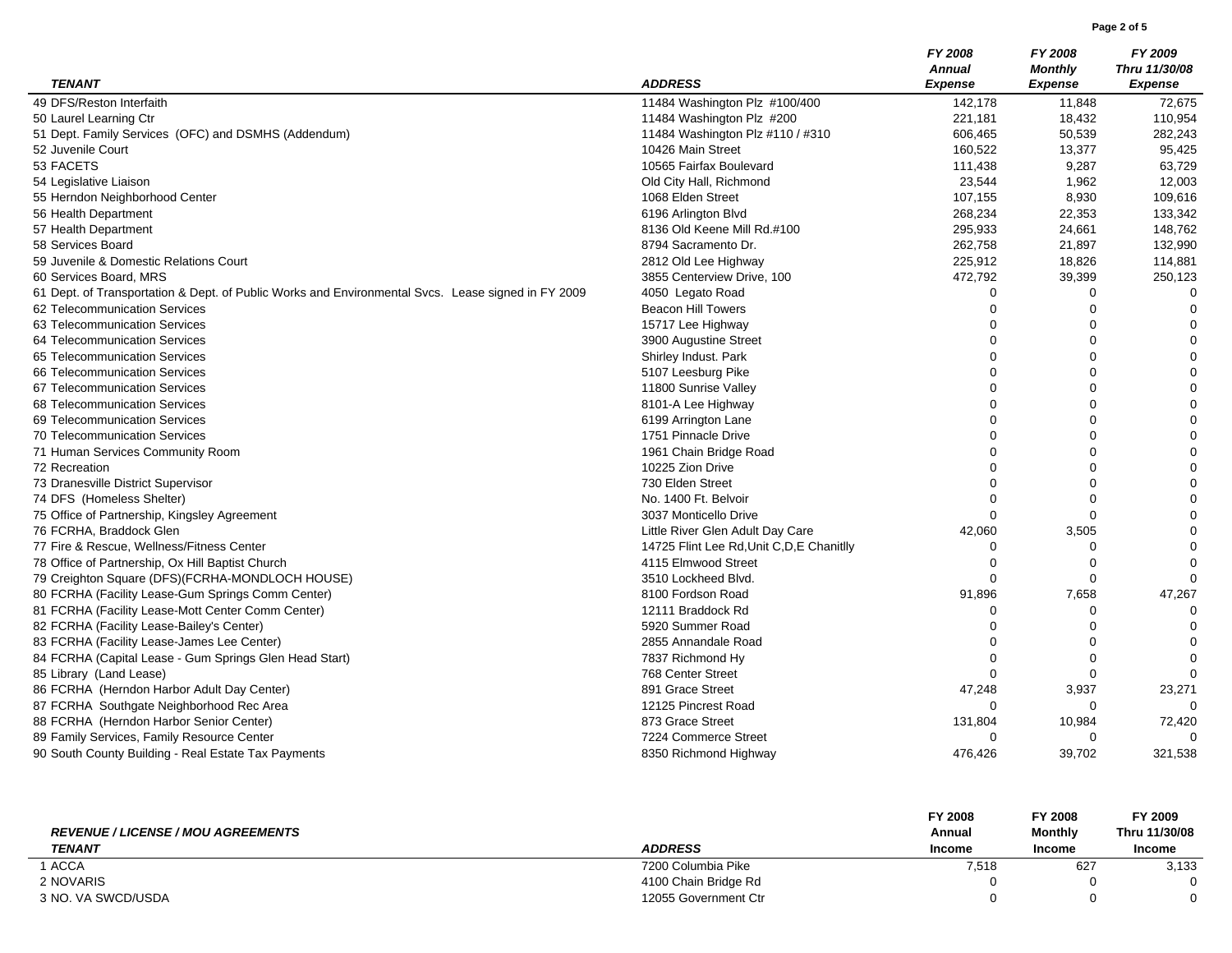| TENANT | ADDRESS | *FY 2008 Annual Expense* | *FY 2008 Monthly Expense* | *FY 2009 Thru 11/30/08 Expense* |
|---|---|---|---|---|
| 49 DFS/Reston Interfaith | 11484 Washington Plz #100/400 | 142,178 | 11,848 | 72,675 |
| 50 Laurel Learning Ctr | 11484 Washington Plz #200 | 221,181 | 18,432 | 110,954 |
| 51 Dept. Family Services (OFC) and DSMHS (Addendum) | 11484 Washington Plz #110 / #310 | 606,465 | 50,539 | 282,243 |
| 52 Juvenile Court | 10426 Main Street | 160,522 | 13,377 | 95,425 |
| 53 FACETS | 10565 Fairfax Boulevard | 111,438 | 9,287 | 63,729 |
| 54 Legislative Liaison | Old City Hall, Richmond | 23,544 | 1,962 | 12,003 |
| 55 Herndon Neighborhood Center | 1068 Elden Street | 107,155 | 8,930 | 109,616 |
| 56 Health Department | 6196 Arlington Blvd | 268,234 | 22,353 | 133,342 |
| 57 Health Department | 8136 Old Keene Mill Rd.#100 | 295,933 | 24,661 | 148,762 |
| 58 Services Board | 8794 Sacramento Dr. | 262,758 | 21,897 | 132,990 |
| 59 Juvenile & Domestic Relations Court | 2812 Old Lee Highway | 225,912 | 18,826 | 114,881 |
| 60 Services Board, MRS | 3855 Centerview Drive, 100 | 472,792 | 39,399 | 250,123 |
| 61 Dept. of Transportation & Dept. of Public Works and Environmental Svcs. Lease signed in FY 2009 | 4050 Legato Road | 0 | 0 | 0 |
| 62 Telecommunication Services | Beacon Hill Towers | 0 | 0 | 0 |
| 63 Telecommunication Services | 15717 Lee Highway | 0 | 0 | 0 |
| 64 Telecommunication Services | 3900 Augustine Street | 0 | 0 | 0 |
| 65 Telecommunication Services | Shirley Indust. Park | 0 | 0 | 0 |
| 66 Telecommunication Services | 5107 Leesburg Pike | 0 | 0 | 0 |
| 67 Telecommunication Services | 11800 Sunrise Valley | 0 | 0 | 0 |
| 68 Telecommunication Services | 8101-A Lee Highway | 0 | 0 | 0 |
| 69 Telecommunication Services | 6199 Arrington Lane | 0 | 0 | 0 |
| 70 Telecommunication Services | 1751 Pinnacle Drive | 0 | 0 | 0 |
| 71 Human Services Community Room | 1961 Chain Bridge Road | 0 | 0 | 0 |
| 72 Recreation | 10225 Zion Drive | 0 | 0 | 0 |
| 73 Dranesville District Supervisor | 730 Elden Street | 0 | 0 | 0 |
| 74 DFS (Homeless Shelter) | No. 1400 Ft. Belvoir | 0 | 0 | 0 |
| 75 Office of Partnership, Kingsley Agreement | 3037 Monticello Drive | 0 | 0 | 0 |
| 76 FCRHA, Braddock Glen | Little River Glen Adult Day Care | 42,060 | 3,505 | 0 |
| 77 Fire & Rescue, Wellness/Fitness Center | 14725 Flint Lee Rd,Unit C,D,E Chanitlly | 0 | 0 | 0 |
| 78 Office of Partnership, Ox Hill Baptist Church | 4115 Elmwood Street | 0 | 0 | 0 |
| 79 Creighton Square (DFS)(FCRHA-MONDLOCH HOUSE) | 3510 Lockheed Blvd. | 0 | 0 | 0 |
| 80 FCRHA (Facility Lease-Gum Springs Comm Center) | 8100 Fordson Road | 91,896 | 7,658 | 47,267 |
| 81 FCRHA (Facility Lease-Mott Center Comm Center) | 12111 Braddock Rd | 0 | 0 | 0 |
| 82 FCRHA (Facility Lease-Bailey's Center) | 5920 Summer Road | 0 | 0 | 0 |
| 83 FCRHA (Facility Lease-James Lee Center) | 2855 Annandale Road | 0 | 0 | 0 |
| 84 FCRHA (Capital Lease - Gum Springs Glen Head Start) | 7837 Richmond Hy | 0 | 0 | 0 |
| 85 Library (Land Lease) | 768 Center Street | 0 | 0 | 0 |
| 86 FCRHA (Herndon Harbor Adult Day Center) | 891 Grace Street | 47,248 | 3,937 | 23,271 |
| 87 FCRHA Southgate Neighborhood Rec Area | 12125 Pincrest Road | 0 | 0 | 0 |
| 88 FCRHA (Herndon Harbor Senior Center) | 873 Grace Street | 131,804 | 10,984 | 72,420 |
| 89 Family Services, Family Resource Center | 7224 Commerce Street | 0 | 0 | 0 |
| 90 South County Building - Real Estate Tax Payments | 8350 Richmond Highway | 476,426 | 39,702 | 321,538 |

***REVENUE / LICENSE / MOU AGREEMENTS***

| TENANT | ADDRESS | FY 2008 Annual Income | FY 2008 Monthly Income | FY 2009 Thru 11/30/08 Income |
|---|---|---|---|---|
| 1 ACCA | 7200 Columbia Pike | 7,518 | 627 | 3,133 |
| 2 NOVARIS | 4100 Chain Bridge Rd | 0 | 0 | 0 |
| 3 NO. VA SWCD/USDA | 12055 Government Ctr | 0 | 0 | 0 |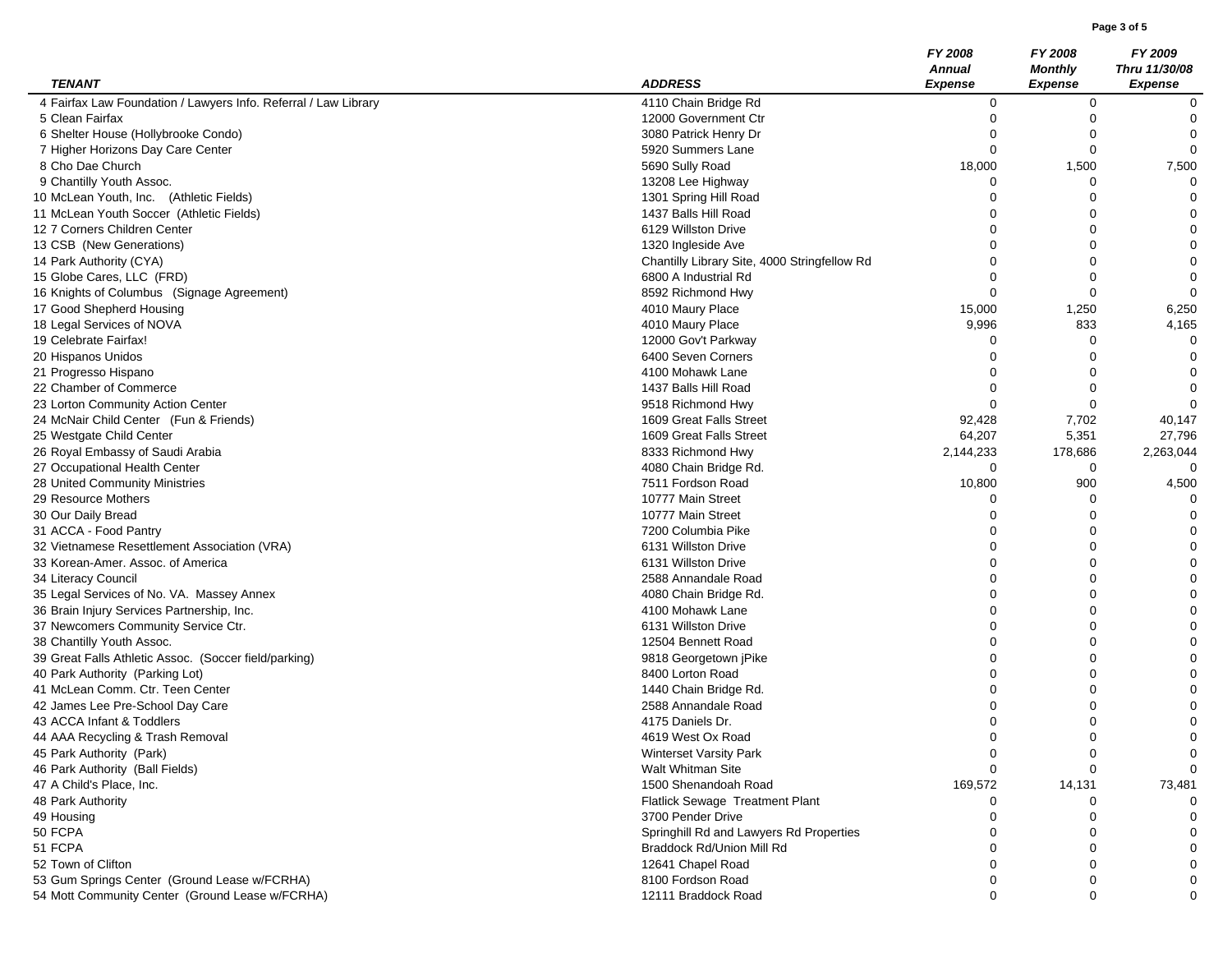| TENANT | ADDRESS | FY 2008 Annual Expense | FY 2008 Monthly Expense | FY 2009 Thru 11/30/08 Expense |
|---|---|---|---|---|
| 4 Fairfax Law Foundation / Lawyers Info. Referral / Law Library | 4110 Chain Bridge Rd | 0 | 0 | 0 |
| 5 Clean Fairfax | 12000 Government Ctr | 0 | 0 | 0 |
| 6 Shelter House (Hollybrooke Condo) | 3080 Patrick Henry Dr | 0 | 0 | 0 |
| 7 Higher Horizons Day Care Center | 5920 Summers Lane | 0 | 0 | 0 |
| 8 Cho Dae Church | 5690 Sully Road | 18,000 | 1,500 | 7,500 |
| 9 Chantilly Youth Assoc. | 13208 Lee Highway | 0 | 0 | 0 |
| 10 McLean Youth, Inc. (Athletic Fields) | 1301 Spring Hill Road | 0 | 0 | 0 |
| 11 McLean Youth Soccer (Athletic Fields) | 1437 Balls Hill Road | 0 | 0 | 0 |
| 12 7 Corners Children Center | 6129 Willston Drive | 0 | 0 | 0 |
| 13 CSB (New Generations) | 1320 Ingleside Ave | 0 | 0 | 0 |
| 14 Park Authority (CYA) | Chantilly Library Site, 4000 Stringfellow Rd | 0 | 0 | 0 |
| 15 Globe Cares, LLC (FRD) | 6800 A Industrial Rd | 0 | 0 | 0 |
| 16 Knights of Columbus (Signage Agreement) | 8592 Richmond Hwy | 0 | 0 | 0 |
| 17 Good Shepherd Housing | 4010 Maury Place | 15,000 | 1,250 | 6,250 |
| 18 Legal Services of NOVA | 4010 Maury Place | 9,996 | 833 | 4,165 |
| 19 Celebrate Fairfax! | 12000 Gov't Parkway | 0 | 0 | 0 |
| 20 Hispanos Unidos | 6400 Seven Corners | 0 | 0 | 0 |
| 21 Progresso Hispano | 4100 Mohawk Lane | 0 | 0 | 0 |
| 22 Chamber of Commerce | 1437 Balls Hill Road | 0 | 0 | 0 |
| 23 Lorton Community Action Center | 9518 Richmond Hwy | 0 | 0 | 0 |
| 24 McNair Child Center (Fun & Friends) | 1609 Great Falls Street | 92,428 | 7,702 | 40,147 |
| 25 Westgate Child Center | 1609 Great Falls Street | 64,207 | 5,351 | 27,796 |
| 26 Royal Embassy of Saudi Arabia | 8333 Richmond Hwy | 2,144,233 | 178,686 | 2,263,044 |
| 27 Occupational Health Center | 4080 Chain Bridge Rd. | 0 | 0 | 0 |
| 28 United Community Ministries | 7511 Fordson Road | 10,800 | 900 | 4,500 |
| 29 Resource Mothers | 10777 Main Street | 0 | 0 | 0 |
| 30 Our Daily Bread | 10777 Main Street | 0 | 0 | 0 |
| 31 ACCA - Food Pantry | 7200 Columbia Pike | 0 | 0 | 0 |
| 32 Vietnamese Resettlement Association (VRA) | 6131 Willston Drive | 0 | 0 | 0 |
| 33 Korean-Amer. Assoc. of America | 6131 Willston Drive | 0 | 0 | 0 |
| 34 Literacy Council | 2588 Annandale Road | 0 | 0 | 0 |
| 35 Legal Services of No. VA. Massey Annex | 4080 Chain Bridge Rd. | 0 | 0 | 0 |
| 36 Brain Injury Services Partnership, Inc. | 4100 Mohawk Lane | 0 | 0 | 0 |
| 37 Newcomers Community Service Ctr. | 6131 Willston Drive | 0 | 0 | 0 |
| 38 Chantilly Youth Assoc. | 12504 Bennett Road | 0 | 0 | 0 |
| 39 Great Falls Athletic Assoc. (Soccer field/parking) | 9818 Georgetown jPike | 0 | 0 | 0 |
| 40 Park Authority (Parking Lot) | 8400 Lorton Road | 0 | 0 | 0 |
| 41 McLean Comm. Ctr. Teen Center | 1440 Chain Bridge Rd. | 0 | 0 | 0 |
| 42 James Lee Pre-School Day Care | 2588 Annandale Road | 0 | 0 | 0 |
| 43 ACCA Infant & Toddlers | 4175 Daniels Dr. | 0 | 0 | 0 |
| 44 AAA Recycling & Trash Removal | 4619 West Ox Road | 0 | 0 | 0 |
| 45 Park Authority (Park) | Winterset Varsity Park | 0 | 0 | 0 |
| 46 Park Authority (Ball Fields) | Walt Whitman Site | 0 | 0 | 0 |
| 47 A Child's Place, Inc. | 1500 Shenandoah Road | 169,572 | 14,131 | 73,481 |
| 48 Park Authority | Flatlick Sewage Treatment Plant | 0 | 0 | 0 |
| 49 Housing | 3700 Pender Drive | 0 | 0 | 0 |
| 50 FCPA | Springhill Rd and Lawyers Rd Properties | 0 | 0 | 0 |
| 51 FCPA | Braddock Rd/Union Mill Rd | 0 | 0 | 0 |
| 52 Town of Clifton | 12641 Chapel Road | 0 | 0 | 0 |
| 53 Gum Springs Center (Ground Lease w/FCRHA) | 8100 Fordson Road | 0 | 0 | 0 |
| 54 Mott Community Center (Ground Lease w/FCRHA) | 12111 Braddock Road | 0 | 0 | 0 |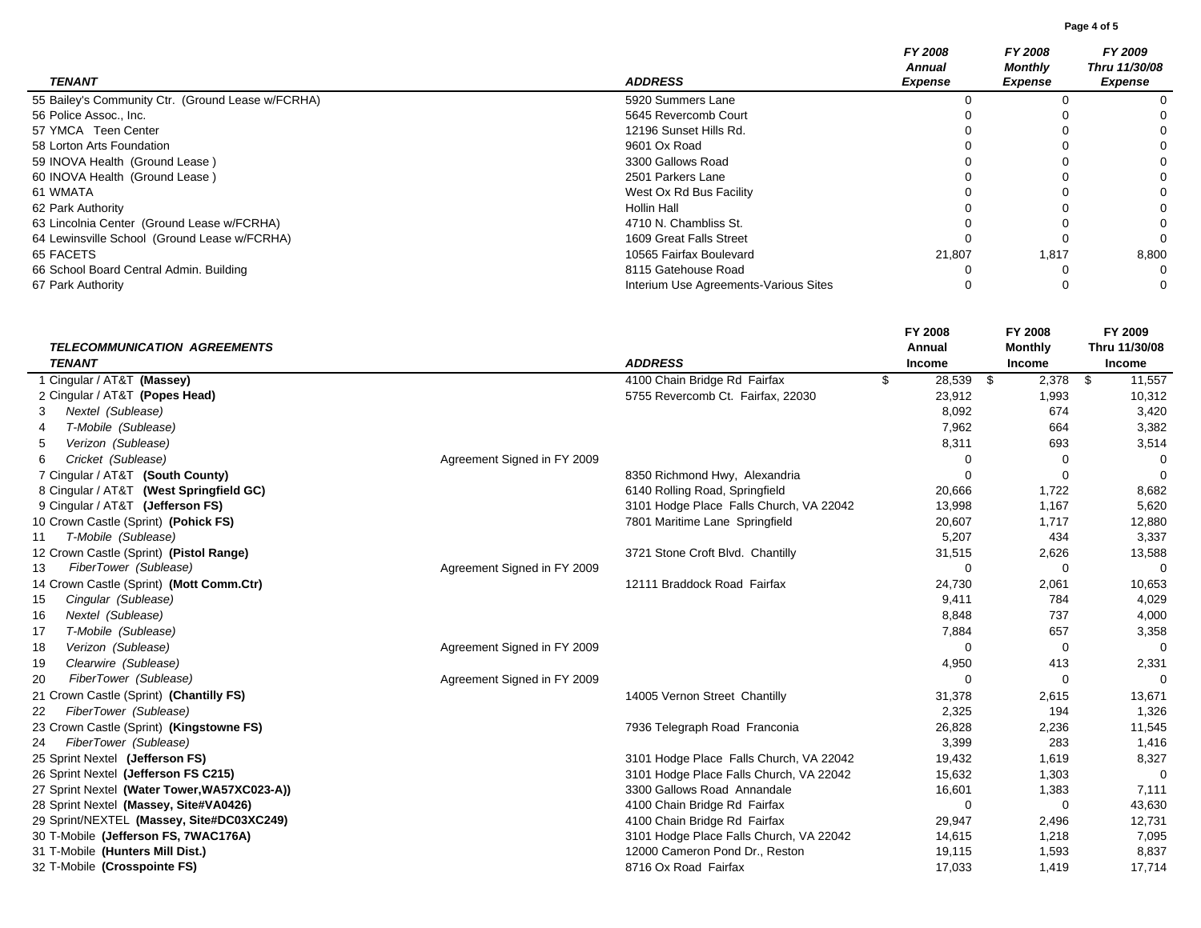| TENANT | ADDRESS | FY 2008 Annual Expense | FY 2008 Monthly Expense | FY 2009 Thru 11/30/08 Expense |
|---|---|---|---|---|
| 55 Bailey's Community Ctr. (Ground Lease w/FCRHA) | 5920 Summers Lane | 0 | 0 | 0 |
| 56 Police Assoc., Inc. | 5645 Revercomb Court | 0 | 0 | 0 |
| 57 YMCA Teen Center | 12196 Sunset Hills Rd. | 0 | 0 | 0 |
| 58 Lorton Arts Foundation | 9601 Ox Road | 0 | 0 | 0 |
| 59 INOVA Health (Ground Lease ) | 3300 Gallows Road | 0 | 0 | 0 |
| 60 INOVA Health (Ground Lease ) | 2501 Parkers Lane | 0 | 0 | 0 |
| 61 WMATA | West Ox Rd Bus Facility | 0 | 0 | 0 |
| 62 Park Authority | Hollin Hall | 0 | 0 | 0 |
| 63 Lincolnia Center (Ground Lease w/FCRHA) | 4710 N. Chambliss St. | 0 | 0 | 0 |
| 64 Lewinsville School (Ground Lease w/FCRHA) | 1609 Great Falls Street | 0 | 0 | 0 |
| 65 FACETS | 10565 Fairfax Boulevard | 21,807 | 1,817 | 8,800 |
| 66 School Board Central Admin. Building | 8115 Gatehouse Road | 0 | 0 | 0 |
| 67 Park Authority | Interium Use Agreements-Various Sites | 0 | 0 | 0 |

## TELECOMMUNICATION AGREEMENTS

| TENANT | | ADDRESS | FY 2008 Annual Income | FY 2008 Monthly Income | FY 2009 Thru 11/30/08 Income |
|---|---|---|---|---|---|
| 1 Cingular / AT&T **(Massey)** | | 4100 Chain Bridge Rd Fairfax | $ 28,539 | $ 2,378 | $ 11,557 |
| 2 Cingular / AT&T **(Popes Head)** | | 5755 Revercomb Ct. Fairfax, 22030 | 23,912 | 1,993 | 10,312 |
| 3 *Nextel (Sublease)* | | | 8,092 | 674 | 3,420 |
| 4 *T-Mobile (Sublease)* | | | 7,962 | 664 | 3,382 |
| 5 *Verizon (Sublease)* | | | 8,311 | 693 | 3,514 |
| 6 *Cricket (Sublease)* | Agreement Signed in FY 2009 | | 0 | 0 | 0 |
| 7 Cingular / AT&T **(South County)** | | 8350 Richmond Hwy, Alexandria | 0 | 0 | 0 |
| 8 Cingular / AT&T **(West Springfield GC)** | | 6140 Rolling Road, Springfield | 20,666 | 1,722 | 8,682 |
| 9 Cingular / AT&T **(Jefferson FS)** | | 3101 Hodge Place Falls Church, VA 22042 | 13,998 | 1,167 | 5,620 |
| 10 Crown Castle (Sprint) **(Pohick FS)** | | 7801 Maritime Lane Springfield | 20,607 | 1,717 | 12,880 |
| 11 *T-Mobile (Sublease)* | | | 5,207 | 434 | 3,337 |
| 12 Crown Castle (Sprint) **(Pistol Range)** | | 3721 Stone Croft Blvd. Chantilly | 31,515 | 2,626 | 13,588 |
| 13 *FiberTower (Sublease)* | Agreement Signed in FY 2009 | | 0 | 0 | 0 |
| 14 Crown Castle (Sprint) **(Mott Comm.Ctr)** | | 12111 Braddock Road Fairfax | 24,730 | 2,061 | 10,653 |
| 15 *Cingular (Sublease)* | | | 9,411 | 784 | 4,029 |
| 16 *Nextel (Sublease)* | | | 8,848 | 737 | 4,000 |
| 17 *T-Mobile (Sublease)* | | | 7,884 | 657 | 3,358 |
| 18 *Verizon (Sublease)* | Agreement Signed in FY 2009 | | 0 | 0 | 0 |
| 19 *Clearwire (Sublease)* | | | 4,950 | 413 | 2,331 |
| 20 *FiberTower (Sublease)* | Agreement Signed in FY 2009 | | 0 | 0 | 0 |
| 21 Crown Castle (Sprint) **(Chantilly FS)** | | 14005 Vernon Street Chantilly | 31,378 | 2,615 | 13,671 |
| 22 *FiberTower (Sublease)* | | | 2,325 | 194 | 1,326 |
| 23 Crown Castle (Sprint) **(Kingstowne FS)** | | 7936 Telegraph Road Franconia | 26,828 | 2,236 | 11,545 |
| 24 *FiberTower (Sublease)* | | | 3,399 | 283 | 1,416 |
| 25 Sprint Nextel **(Jefferson FS)** | | 3101 Hodge Place Falls Church, VA 22042 | 19,432 | 1,619 | 8,327 |
| 26 Sprint Nextel **(Jefferson FS C215)** | | 3101 Hodge Place Falls Church, VA 22042 | 15,632 | 1,303 | 0 |
| 27 Sprint Nextel **(Water Tower,WA57XC023-A))** | | 3300 Gallows Road Annandale | 16,601 | 1,383 | 7,111 |
| 28 Sprint Nextel **(Massey, Site#VA0426)** | | 4100 Chain Bridge Rd Fairfax | 0 | 0 | 43,630 |
| 29 Sprint/NEXTEL **(Massey, Site#DC03XC249)** | | 4100 Chain Bridge Rd Fairfax | 29,947 | 2,496 | 12,731 |
| 30 T-Mobile **(Jefferson FS, 7WAC176A)** | | 3101 Hodge Place Falls Church, VA 22042 | 14,615 | 1,218 | 7,095 |
| 31 T-Mobile **(Hunters Mill Dist.)** | | 12000 Cameron Pond Dr., Reston | 19,115 | 1,593 | 8,837 |
| 32 T-Mobile **(Crosspointe FS)** | | 8716 Ox Road Fairfax | 17,033 | 1,419 | 17,714 |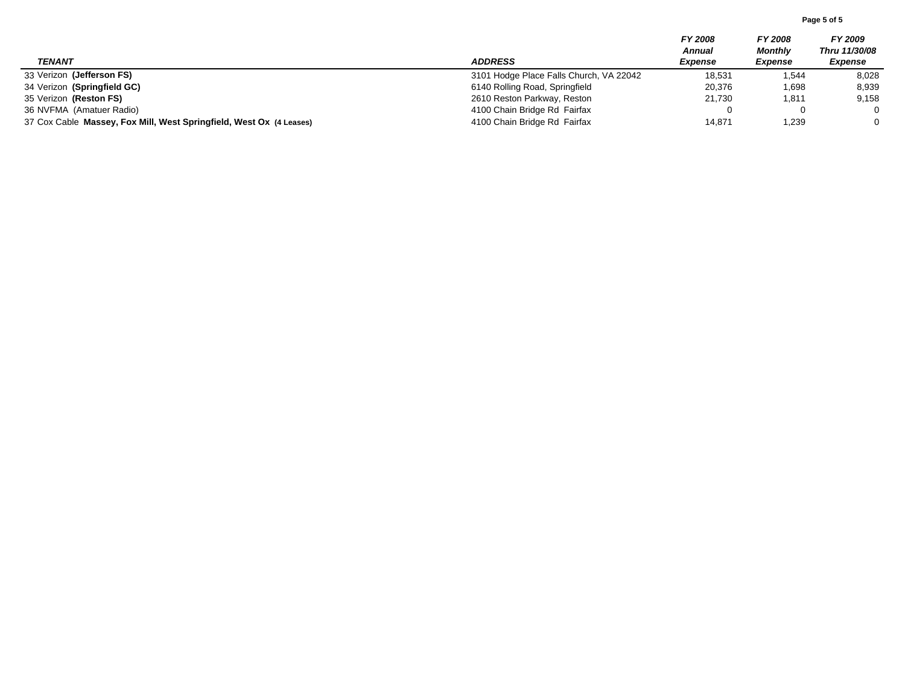| TENANT | ADDRESS | FY 2008 Annual Expense | FY 2008 Monthly Expense | FY 2009 Thru 11/30/08 Expense |
|---|---|---|---|---|
| 33 Verizon **(Jefferson FS)** | 3101 Hodge Place Falls Church, VA 22042 | 18,531 | 1,544 | 8,028 |
| 34 Verizon **(Springfield GC)** | 6140 Rolling Road, Springfield | 20,376 | 1,698 | 8,939 |
| 35 Verizon **(Reston FS)** | 2610 Reston Parkway, Reston | 21,730 | 1,811 | 9,158 |
| 36 NVFMA (Amatuer Radio) | 4100 Chain Bridge Rd Fairfax | 0 | 0 | 0 |
| 37 Cox Cable **Massey, Fox Mill, West Springfield, West Ox (4 Leases)** | 4100 Chain Bridge Rd Fairfax | 14,871 | 1,239 | 0 |